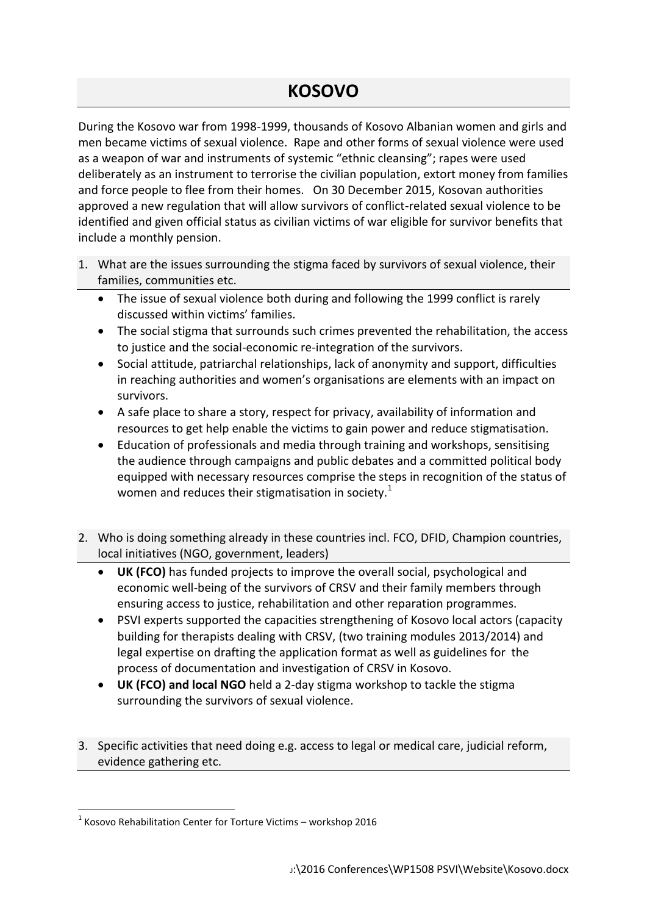# KOSOVO

During the Kosovo war from 1998-1999, thousands of Kosovo Albanian women and girls and men became victims of sexual violence. Rape and other forms of sexual violence were used as a weapon of war and instruments of systemic "ethnic cleansing"; rapes were used deliberately as an instrument to terrorise the civilian population, extort money from families and force people to flee from their homes. On 30 December 2015, Kosovan authorities approved a new regulation that will allow survivors of conflict-related sexual violence to be identified and given official status as civilian victims of war eligible for survivor benefits that include a monthly pension.

1. What are the issues surrounding the stigma faced by survivors of sexual violence, their families, communities etc.
   - The issue of sexual violence both during and following the 1999 conflict is rarely discussed within victims' families.
   - The social stigma that surrounds such crimes prevented the rehabilitation, the access to justice and the social-economic re-integration of the survivors.
   - Social attitude, patriarchal relationships, lack of anonymity and support, difficulties in reaching authorities and women's organisations are elements with an impact on survivors.
   - A safe place to share a story, respect for privacy, availability of information and resources to get help enable the victims to gain power and reduce stigmatisation.
   - Education of professionals and media through training and workshops, sensitising the audience through campaigns and public debates and a committed political body equipped with necessary resources comprise the steps in recognition of the status of women and reduces their stigmatisation in society.[1]

2. Who is doing something already in these countries incl. FCO, DFID, Champion countries, local initiatives (NGO, government, leaders)
   - **UK (FCO)** has funded projects to improve the overall social, psychological and economic well-being of the survivors of CRSV and their family members through ensuring access to justice, rehabilitation and other reparation programmes.
   - PSVI experts supported the capacities strengthening of Kosovo local actors (capacity building for therapists dealing with CRSV, (two training modules 2013/2014) and legal expertise on drafting the application format as well as guidelines for the process of documentation and investigation of CRSV in Kosovo.
   - **UK (FCO) and local NGO** held a 2-day stigma workshop to tackle the stigma surrounding the survivors of sexual violence.

3. Specific activities that need doing e.g. access to legal or medical care, judicial reform, evidence gathering etc.

[1] Kosovo Rehabilitation Center for Torture Victims – workshop 2016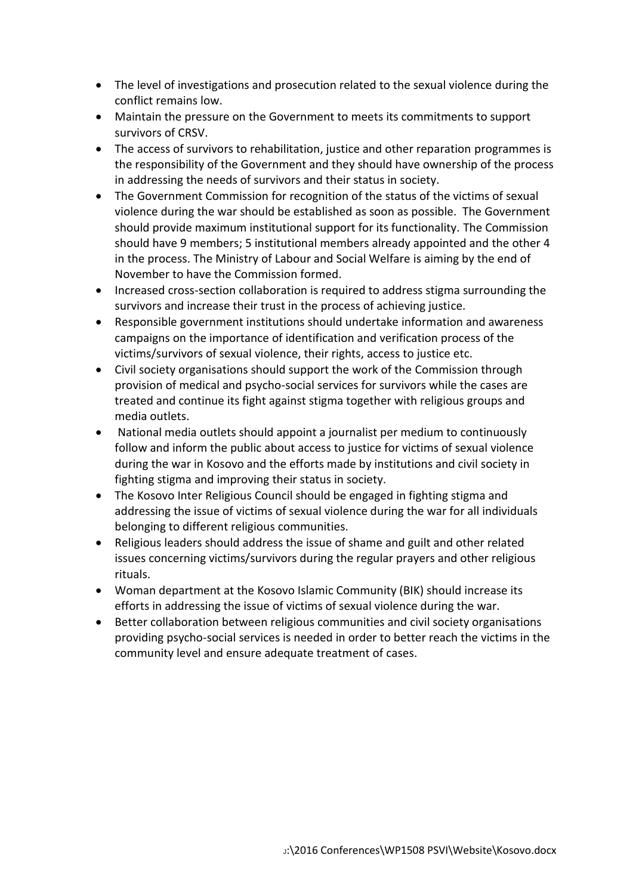- The level of investigations and prosecution related to the sexual violence during the conflict remains low.
- Maintain the pressure on the Government to meets its commitments to support survivors of CRSV.
- The access of survivors to rehabilitation, justice and other reparation programmes is the responsibility of the Government and they should have ownership of the process in addressing the needs of survivors and their status in society.
- The Government Commission for recognition of the status of the victims of sexual violence during the war should be established as soon as possible. The Government should provide maximum institutional support for its functionality. The Commission should have 9 members; 5 institutional members already appointed and the other 4 in the process. The Ministry of Labour and Social Welfare is aiming by the end of November to have the Commission formed.
- Increased cross-section collaboration is required to address stigma surrounding the survivors and increase their trust in the process of achieving justice.
- Responsible government institutions should undertake information and awareness campaigns on the importance of identification and verification process of the victims/survivors of sexual violence, their rights, access to justice etc.
- Civil society organisations should support the work of the Commission through provision of medical and psycho-social services for survivors while the cases are treated and continue its fight against stigma together with religious groups and media outlets.
- National media outlets should appoint a journalist per medium to continuously follow and inform the public about access to justice for victims of sexual violence during the war in Kosovo and the efforts made by institutions and civil society in fighting stigma and improving their status in society.
- The Kosovo Inter Religious Council should be engaged in fighting stigma and addressing the issue of victims of sexual violence during the war for all individuals belonging to different religious communities.
- Religious leaders should address the issue of shame and guilt and other related issues concerning victims/survivors during the regular prayers and other religious rituals.
- Woman department at the Kosovo Islamic Community (BIK) should increase its efforts in addressing the issue of victims of sexual violence during the war.
- Better collaboration between religious communities and civil society organisations providing psycho-social services is needed in order to better reach the victims in the community level and ensure adequate treatment of cases.